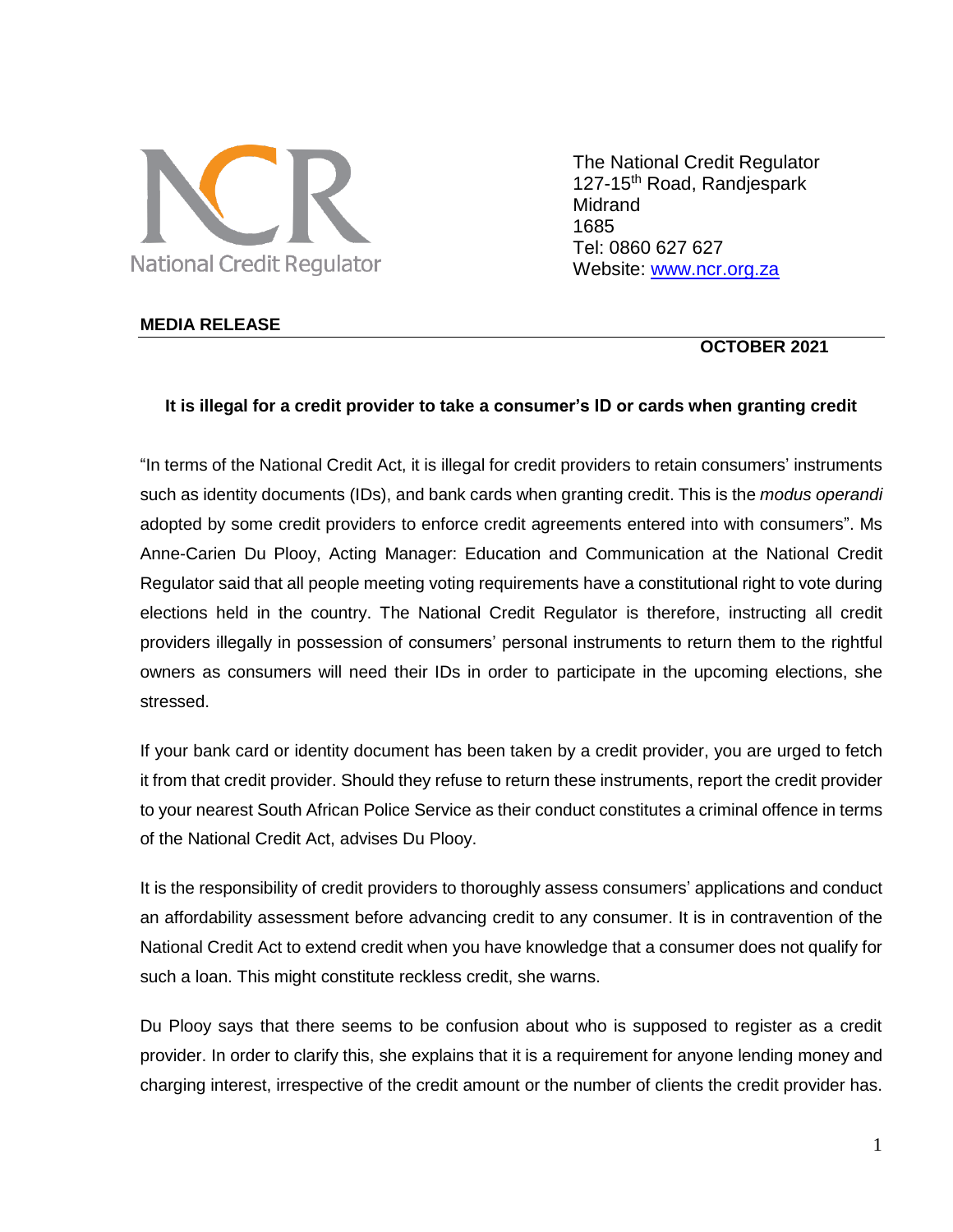National Credit Regulator

The National Credit Regulator
127-15th Road, Randjespark
Midrand
1685
Tel: 0860 627 627
Website: www.ncr.org.za

**MEDIA RELEASE**

**OCTOBER 2021**

**It is illegal for a credit provider to take a consumer's ID or cards when granting credit**

"In terms of the National Credit Act, it is illegal for credit providers to retain consumers' instruments such as identity documents (IDs), and bank cards when granting credit. This is the *modus operandi* adopted by some credit providers to enforce credit agreements entered into with consumers". Ms Anne-Carien Du Plooy, Acting Manager: Education and Communication at the National Credit Regulator said that all people meeting voting requirements have a constitutional right to vote during elections held in the country. The National Credit Regulator is therefore, instructing all credit providers illegally in possession of consumers' personal instruments to return them to the rightful owners as consumers will need their IDs in order to participate in the upcoming elections, she stressed.

If your bank card or identity document has been taken by a credit provider, you are urged to fetch it from that credit provider. Should they refuse to return these instruments, report the credit provider to your nearest South African Police Service as their conduct constitutes a criminal offence in terms of the National Credit Act, advises Du Plooy.

It is the responsibility of credit providers to thoroughly assess consumers' applications and conduct an affordability assessment before advancing credit to any consumer. It is in contravention of the National Credit Act to extend credit when you have knowledge that a consumer does not qualify for such a loan. This might constitute reckless credit, she warns.

Du Plooy says that there seems to be confusion about who is supposed to register as a credit provider. In order to clarify this, she explains that it is a requirement for anyone lending money and charging interest, irrespective of the credit amount or the number of clients the credit provider has.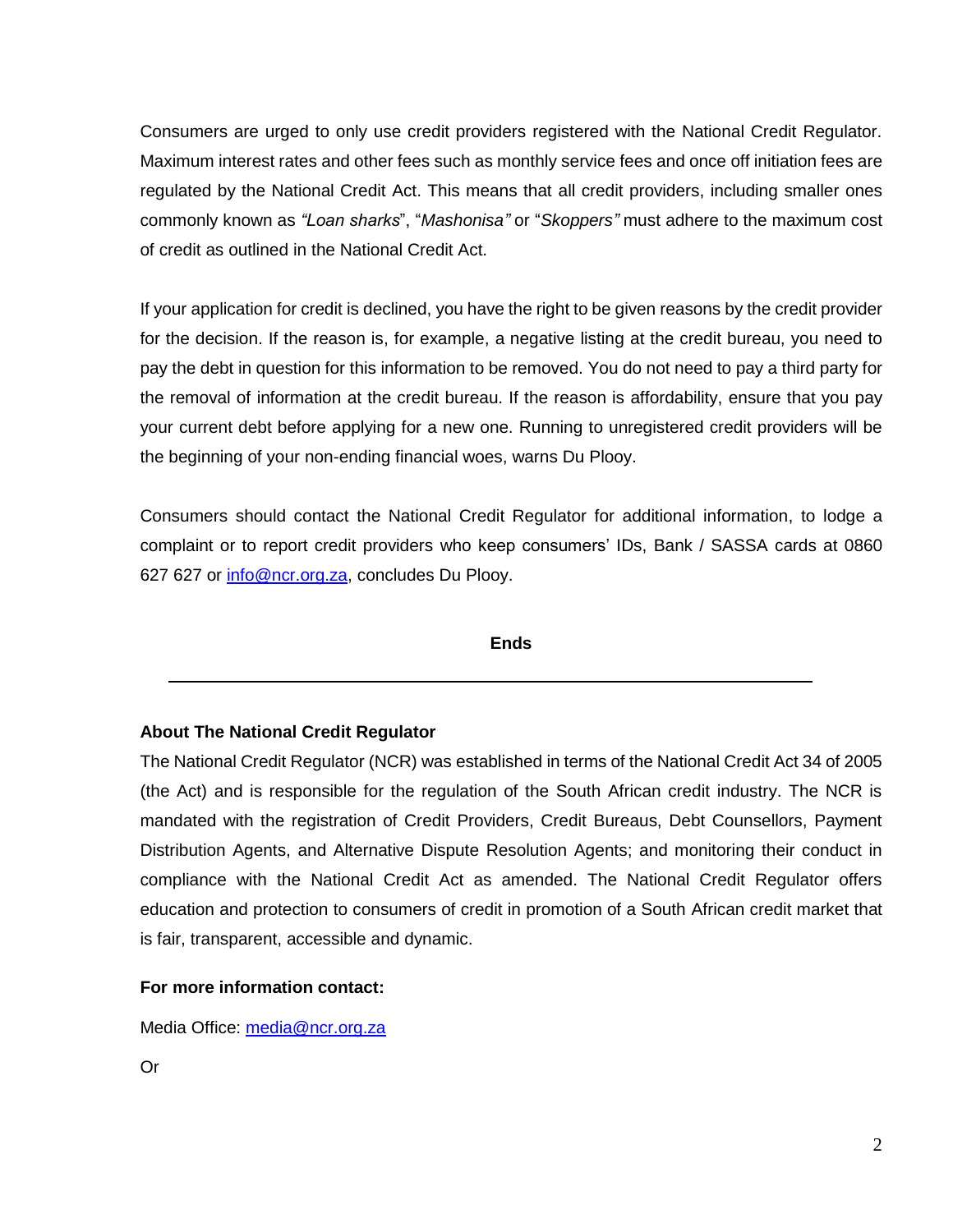Consumers are urged to only use credit providers registered with the National Credit Regulator. Maximum interest rates and other fees such as monthly service fees and once off initiation fees are regulated by the National Credit Act. This means that all credit providers, including smaller ones commonly known as *"Loan sharks*", "*Mashonisa"* or "*Skoppers"* must adhere to the maximum cost of credit as outlined in the National Credit Act.

If your application for credit is declined, you have the right to be given reasons by the credit provider for the decision. If the reason is, for example, a negative listing at the credit bureau, you need to pay the debt in question for this information to be removed. You do not need to pay a third party for the removal of information at the credit bureau. If the reason is affordability, ensure that you pay your current debt before applying for a new one. Running to unregistered credit providers will be the beginning of your non-ending financial woes, warns Du Plooy.

Consumers should contact the National Credit Regulator for additional information, to lodge a complaint or to report credit providers who keep consumers' IDs, Bank / SASSA cards at 0860 627 627 or [info@ncr.org.za](mailto:info@ncr.org.za), concludes Du Plooy.

**Ends**

---

**About The National Credit Regulator**

The National Credit Regulator (NCR) was established in terms of the National Credit Act 34 of 2005 (the Act) and is responsible for the regulation of the South African credit industry. The NCR is mandated with the registration of Credit Providers, Credit Bureaus, Debt Counsellors, Payment Distribution Agents, and Alternative Dispute Resolution Agents; and monitoring their conduct in compliance with the National Credit Act as amended. The National Credit Regulator offers education and protection to consumers of credit in promotion of a South African credit market that is fair, transparent, accessible and dynamic.

**For more information contact:**

Media Office: [media@ncr.org.za](mailto:media@ncr.org.za)

Or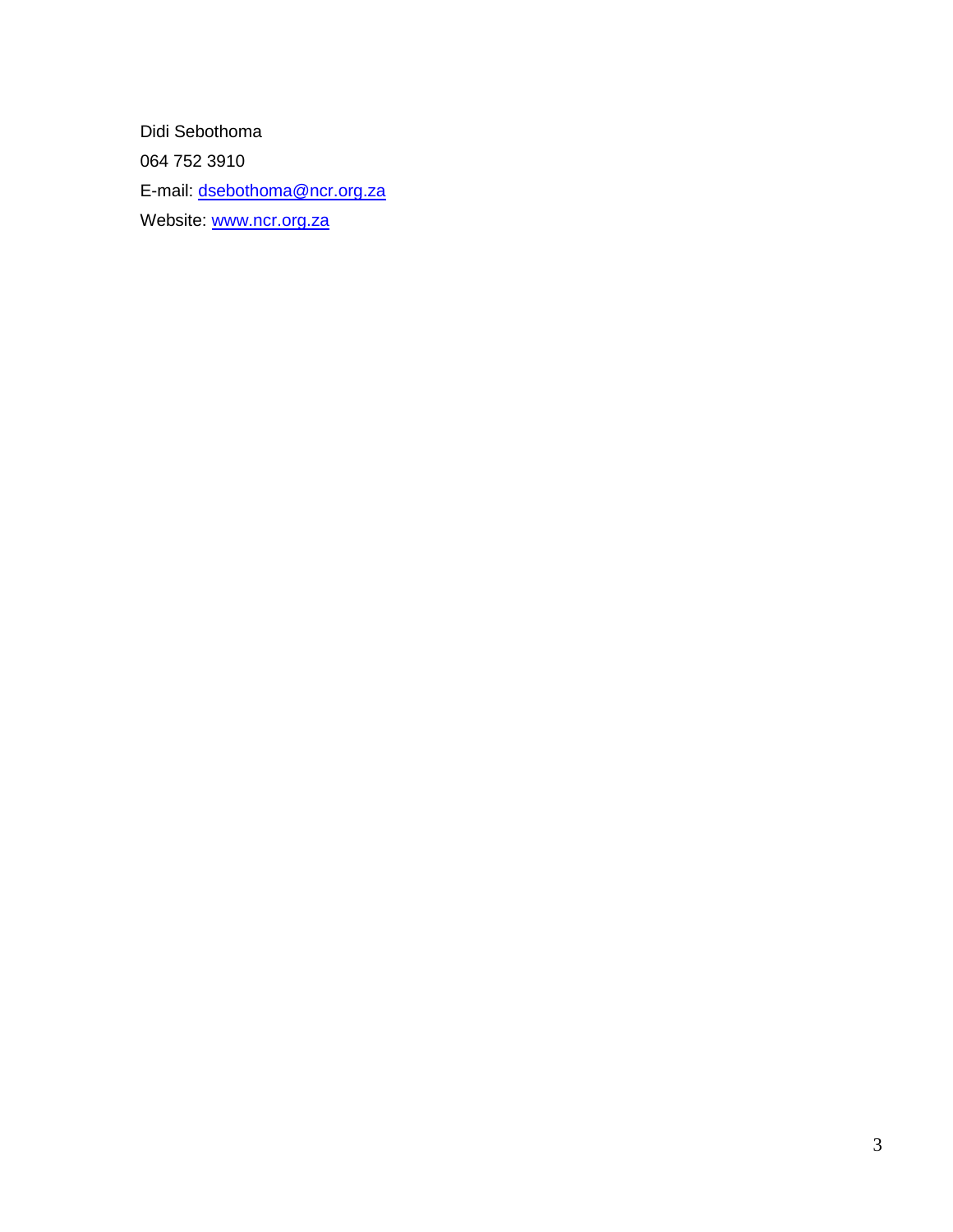Didi Sebothoma

064 752 3910

E-mail: [dsebothoma@ncr.org.za](mailto:dsebothoma@ncr.org.za)

Website: [www.ncr.org.za](http://www.ncr.org.za)